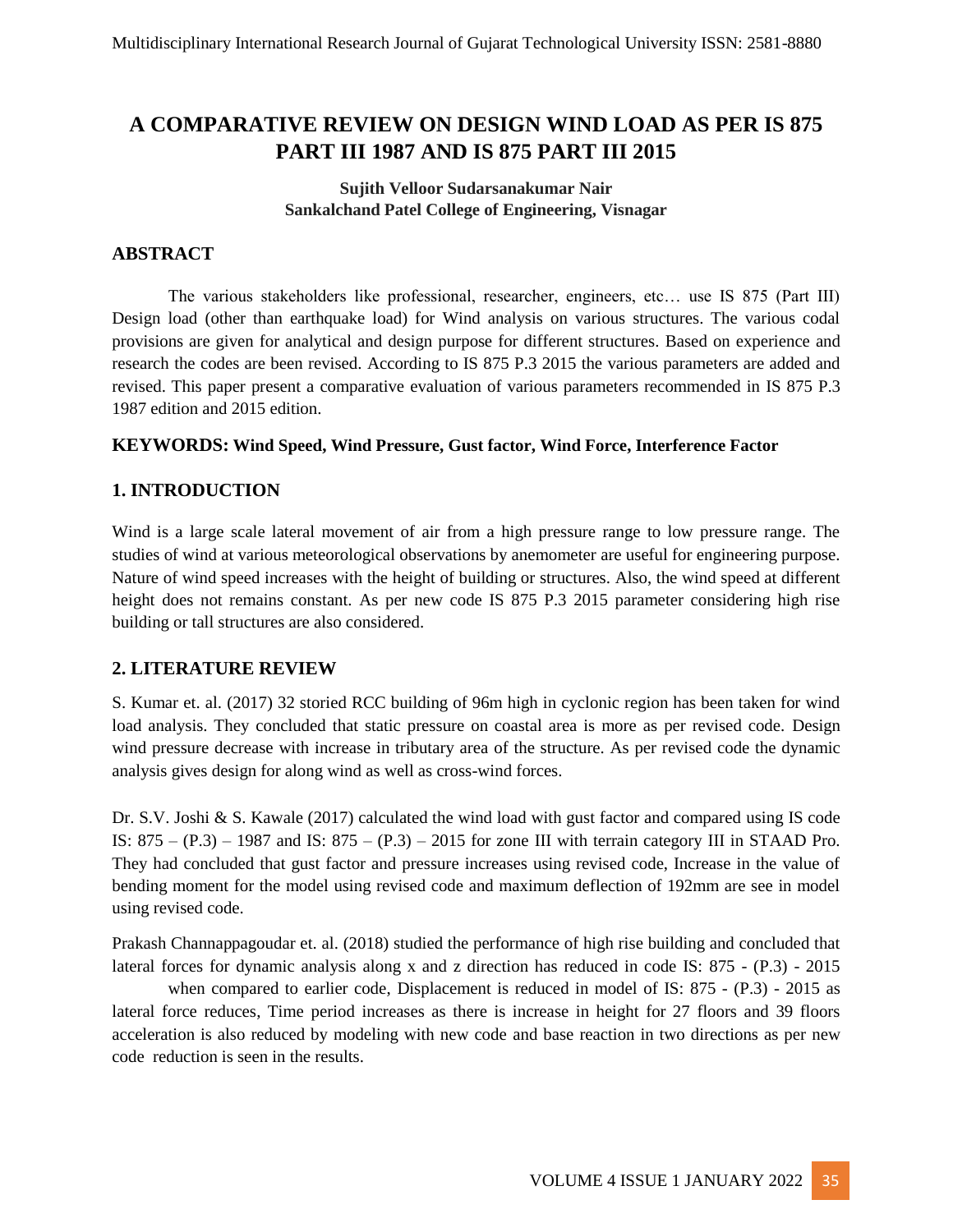# A COMPARATIVE REVIEW ON DESIGN WIND LOAD AS PER IS 875 PART III 1987 AND IS 875 PART III 2015

**Sujith Velloor Sudarsanakumar Nair**
**Sankalchand Patel College of Engineering, Visnagar**

## ABSTRACT

The various stakeholders like professional, researcher, engineers, etc… use IS 875 (Part III) Design load (other than earthquake load) for Wind analysis on various structures. The various codal provisions are given for analytical and design purpose for different structures. Based on experience and research the codes are been revised. According to IS 875 P.3 2015 the various parameters are added and revised. This paper present a comparative evaluation of various parameters recommended in IS 875 P.3 1987 edition and 2015 edition.

**KEYWORDS: Wind Speed, Wind Pressure, Gust factor, Wind Force, Interference Factor**

## 1. INTRODUCTION

Wind is a large scale lateral movement of air from a high pressure range to low pressure range. The studies of wind at various meteorological observations by anemometer are useful for engineering purpose. Nature of wind speed increases with the height of building or structures. Also, the wind speed at different height does not remains constant. As per new code IS 875 P.3 2015 parameter considering high rise building or tall structures are also considered.

## 2. LITERATURE REVIEW

S. Kumar et. al. (2017) 32 storied RCC building of 96m high in cyclonic region has been taken for wind load analysis. They concluded that static pressure on coastal area is more as per revised code. Design wind pressure decrease with increase in tributary area of the structure. As per revised code the dynamic analysis gives design for along wind as well as cross-wind forces.

Dr. S.V. Joshi & S. Kawale (2017) calculated the wind load with gust factor and compared using IS code IS: 875 – (P.3) – 1987 and IS: 875 – (P.3) – 2015 for zone III with terrain category III in STAAD Pro. They had concluded that gust factor and pressure increases using revised code, Increase in the value of bending moment for the model using revised code and maximum deflection of 192mm are see in model using revised code.

Prakash Channappagoudar et. al. (2018) studied the performance of high rise building and concluded that lateral forces for dynamic analysis along x and z direction has reduced in code IS: 875 - (P.3) - 2015 when compared to earlier code, Displacement is reduced in model of IS: 875 - (P.3) - 2015 as lateral force reduces, Time period increases as there is increase in height for 27 floors and 39 floors acceleration is also reduced by modeling with new code and base reaction in two directions as per new code reduction is seen in the results.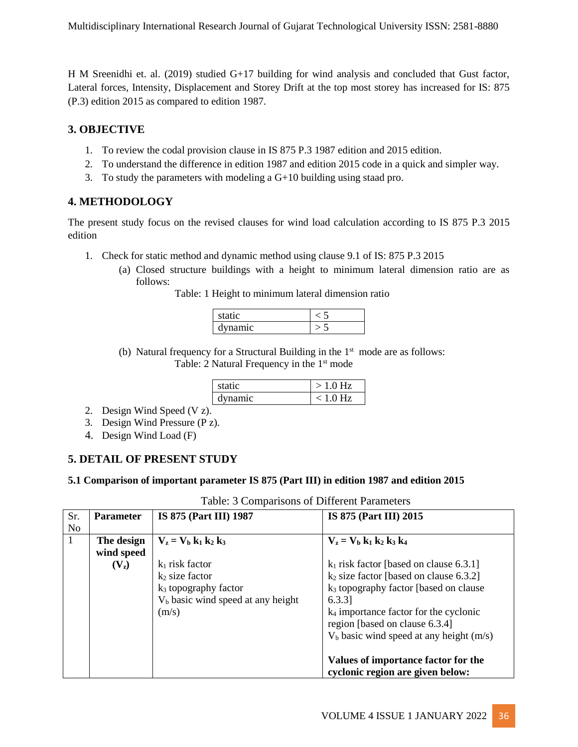H M Sreenidhi et. al. (2019) studied G+17 building for wind analysis and concluded that Gust factor, Lateral forces, Intensity, Displacement and Storey Drift at the top most storey has increased for IS: 875 (P.3) edition 2015 as compared to edition 1987.

## 3. OBJECTIVE

1. To review the codal provision clause in IS 875 P.3 1987 edition and 2015 edition.
2. To understand the difference in edition 1987 and edition 2015 code in a quick and simpler way.
3. To study the parameters with modeling a G+10 building using staad pro.

## 4. METHODOLOGY

The present study focus on the revised clauses for wind load calculation according to IS 875 P.3 2015 edition

1. Check for static method and dynamic method using clause 9.1 of IS: 875 P.3 2015
   (a) Closed structure buildings with a height to minimum lateral dimension ratio are as follows:

   Table: 1 Height to minimum lateral dimension ratio

   | static | < 5 |
   |---|---|
   | dynamic | > 5 |

   (b) Natural frequency for a Structural Building in the 1st mode are as follows:

   Table: 2 Natural Frequency in the 1st mode

   | static | > 1.0 Hz |
   |---|---|
   | dynamic | < 1.0 Hz |

2. Design Wind Speed (V z).
3. Design Wind Pressure (P z).
4. Design Wind Load (F)

## 5. DETAIL OF PRESENT STUDY

### 5.1 Comparison of important parameter IS 875 (Part III) in edition 1987 and edition 2015

Table: 3 Comparisons of Different Parameters

| Sr. No | Parameter | IS 875 (Part III) 1987 | IS 875 (Part III) 2015 |
|---|---|---|---|
| 1 | **The design wind speed ($V_z$)** | $V_z = V_b\, k_1\, k_2\, k_3$<br><br>$k_1$ risk factor<br>$k_2$ size factor<br>$k_3$ topography factor<br>$V_b$ basic wind speed at any height (m/s) | $V_z = V_b\, k_1\, k_2\, k_3\, k_4$<br><br>$k_1$ risk factor [based on clause 6.3.1]<br>$k_2$ size factor [based on clause 6.3.2]<br>$k_3$ topography factor [based on clause 6.3.3]<br>$k_4$ importance factor for the cyclonic region [based on clause 6.3.4]<br>$V_b$ basic wind speed at any height (m/s)<br><br>**Values of importance factor for the cyclonic region are given below:** |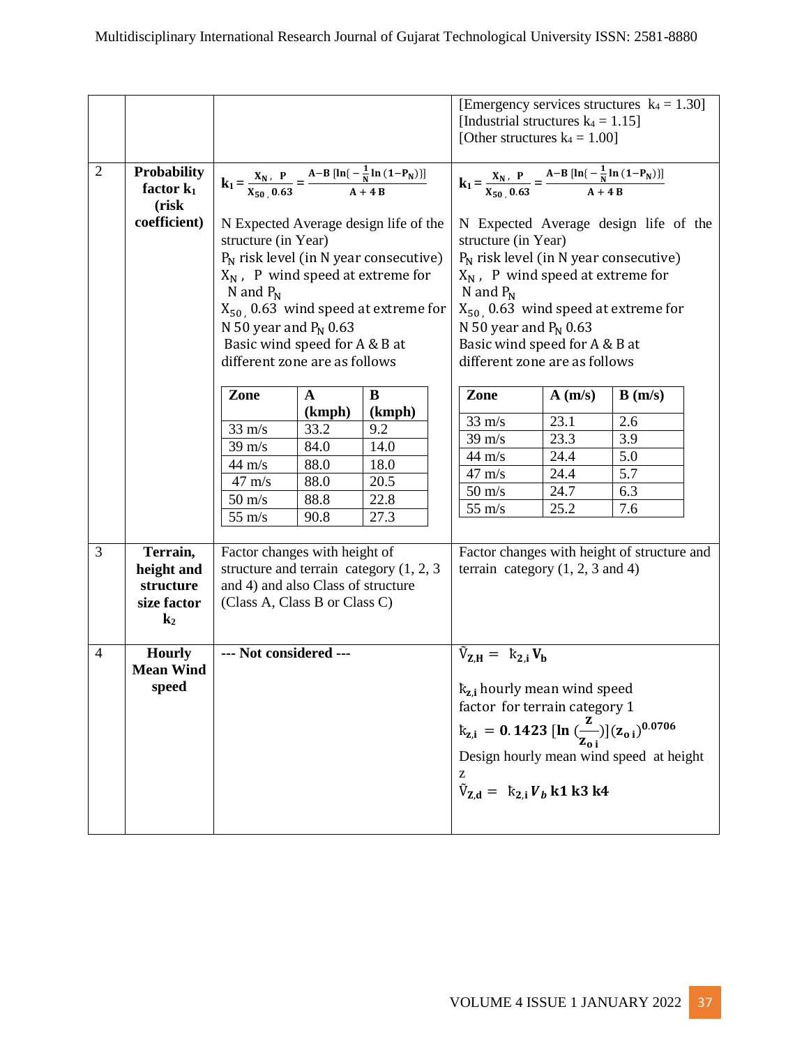| | | | |
|---|---|---|---|
| | | | [Emergency services structures $k_4 = 1.30$] [Industrial structures $k_4 = 1.15$] [Other structures $k_4 = 1.00$] |
| 2 | **Probability factor $k_1$ (risk coefficient)** | $k_1 = \frac{X_{N,\ P}}{X_{50,\ 0.63}} = \frac{A-B\ [\ln\{-\frac{1}{N}\ln(1-P_N)\}]}{A+4B}$ <br><br> N Expected Average design life of the structure (in Year) <br> $P_N$ risk level (in N year consecutive) <br> $X_N$, P wind speed at extreme for N and $P_N$ <br> $X_{50,}$ 0.63 wind speed at extreme for N 50 year and $P_N$ 0.63 <br> Basic wind speed for A & B at different zone are as follows <br><br> Zone / A (kmph) / B (kmph): <br> 33 m/s / 33.2 / 9.2 <br> 39 m/s / 84.0 / 14.0 <br> 44 m/s / 88.0 / 18.0 <br> 47 m/s / 88.0 / 20.5 <br> 50 m/s / 88.8 / 22.8 <br> 55 m/s / 90.8 / 27.3 | $k_1 = \frac{X_{N,\ P}}{X_{50,\ 0.63}} = \frac{A-B\ [\ln\{-\frac{1}{N}\ln(1-P_N)\}]}{A+4B}$ <br><br> N Expected Average design life of the structure (in Year) <br> $P_N$ risk level (in N year consecutive) <br> $X_N$, P wind speed at extreme for N and $P_N$ <br> $X_{50,}$ 0.63 wind speed at extreme for N 50 year and $P_N$ 0.63 <br> Basic wind speed for A & B at different zone are as follows <br><br> Zone / A (m/s) / B (m/s): <br> 33 m/s / 23.1 / 2.6 <br> 39 m/s / 23.3 / 3.9 <br> 44 m/s / 24.4 / 5.0 <br> 47 m/s / 24.4 / 5.7 <br> 50 m/s / 24.7 / 6.3 <br> 55 m/s / 25.2 / 7.6 |
| 3 | **Terrain, height and structure size factor $k_2$** | Factor changes with height of structure and terrain category (1, 2, 3 and 4) and also Class of structure (Class A, Class B or Class C) | Factor changes with height of structure and terrain category (1, 2, 3 and 4) |
| 4 | **Hourly Mean Wind speed** | **--- Not considered ---** | $\bar{V}_{Z,H} = k_{2,i}\, V_b$ <br><br> $k_{z,i}$ hourly mean wind speed factor for terrain category 1 <br> $k_{z,i} = 0.1423\ [\ln(\frac{z}{z_{o\,i}})](z_{o\,i})^{0.0706}$ <br> Design hourly mean wind speed at height z <br> $\bar{V}_{Z,d} = k_{2,i}\, V_b\ k1\ k3\ k4$ |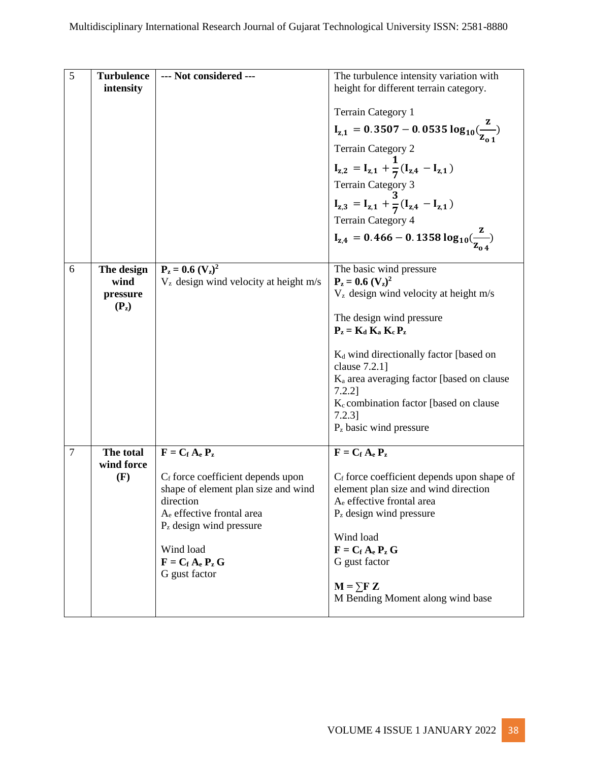| 5 | **Turbulence intensity** | **--- Not considered ---** | The turbulence intensity variation with height for different terrain category.<br><br>Terrain Category 1<br>$\mathbf{I_{z,1} = 0.3507 - 0.0535 \log_{10}(\frac{z}{z_{o\,1}})}$<br>Terrain Category 2<br>$\mathbf{I_{z,2} = I_{z,1} + \frac{1}{7}(I_{z,4} - I_{z,1})}$<br>Terrain Category 3<br>$\mathbf{I_{z,3} = I_{z,1} + \frac{3}{7}(I_{z,4} - I_{z,1})}$<br>Terrain Category 4<br>$\mathbf{I_{z,4} = 0.466 - 0.1358 \log_{10}(\frac{z}{z_{o\,4}})}$ |
|---|---|---|---|
| 6 | **The design wind pressure ($P_z$)** | $\mathbf{P_z = 0.6\,(V_z)^2}$<br>$V_z$ design wind velocity at height m/s | The basic wind pressure<br>$\mathbf{P_z = 0.6\,(V_z)^2}$<br>$V_z$ design wind velocity at height m/s<br><br>The design wind pressure<br>$\mathbf{P_z = K_d\,K_a\,K_c\,P_z}$<br><br>$K_d$ wind directionally factor [based on clause 7.2.1]<br>$K_a$ area averaging factor [based on clause 7.2.2]<br>$K_c$ combination factor [based on clause 7.2.3]<br>$P_z$ basic wind pressure |
| 7 | **The total wind force (F)** | $\mathbf{F = C_f\,A_e\,P_z}$<br><br>$C_f$ force coefficient depends upon shape of element plan size and wind direction<br>$A_e$ effective frontal area<br>$P_z$ design wind pressure<br><br>Wind load<br>$\mathbf{F = C_f\,A_e\,P_z\,G}$<br>G gust factor | $\mathbf{F = C_f\,A_e\,P_z}$<br><br>$C_f$ force coefficient depends upon shape of element plan size and wind direction<br>$A_e$ effective frontal area<br>$P_z$ design wind pressure<br><br>Wind load<br>$\mathbf{F = C_f\,A_e\,P_z\,G}$<br>G gust factor<br><br>$\mathbf{M = \sum F\,Z}$<br>M Bending Moment along wind base |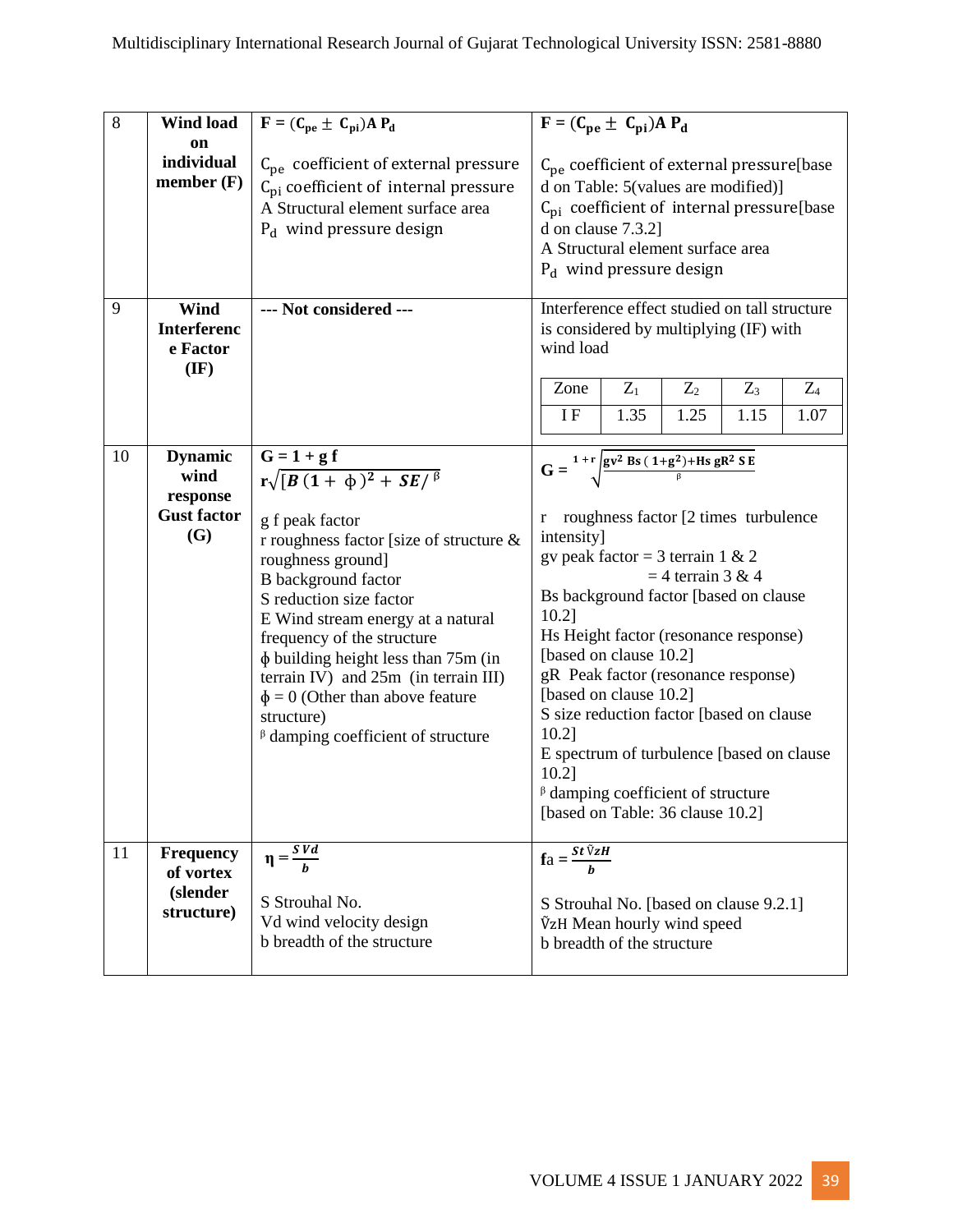| 8 | **Wind load on individual member (F)** | **$F = (C_{pe} \pm C_{pi}) A P_d$**<br><br>$C_{pe}$ coefficient of external pressure<br>$C_{pi}$ coefficient of internal pressure<br>A Structural element surface area<br>$P_d$ wind pressure design | **$F = (C_{pe} \pm C_{pi}) A P_d$**<br><br>$C_{pe}$ coefficient of external pressure[based on Table: 5(values are modified)]<br>$C_{pi}$ coefficient of internal pressure[based on clause 7.3.2]<br>A Structural element surface area<br>$P_d$ wind pressure design |
|---|---|---|---|
| 9 | **Wind Interference Factor (IF)** | **--- Not considered ---** | Interference effect studied on tall structure is considered by multiplying (IF) with wind load<br><br>Zone: $Z_1$ = 1.35, $Z_2$ = 1.25, $Z_3$ = 1.15, $Z_4$ = 1.07 (I F) |
| 10 | **Dynamic wind response Gust factor (G)** | **$G = 1 + g_f \, r\sqrt{[B(1+\phi)^2 + SE/\beta}$**<br><br>g f peak factor<br>r roughness factor [size of structure & roughness ground]<br>B background factor<br>S reduction size factor<br>E Wind stream energy at a natural frequency of the structure<br>ϕ building height less than 75m (in terrain IV) and 25m (in terrain III)<br>ϕ = 0 (Other than above feature structure)<br>β damping coefficient of structure | **$G = 1 + r\sqrt{g_v^2 \, B_s(1+g^2) + \frac{H_s \, g_R^2 \, S E}{\beta}}$**<br><br>r roughness factor [2 times turbulence intensity]<br>gv peak factor = 3 terrain 1 & 2<br>= 4 terrain 3 & 4<br>Bs background factor [based on clause 10.2]<br>Hs Height factor (resonance response) [based on clause 10.2]<br>gR Peak factor (resonance response) [based on clause 10.2]<br>S size reduction factor [based on clause 10.2]<br>E spectrum of turbulence [based on clause 10.2]<br>β damping coefficient of structure [based on Table: 36 clause 10.2] |
| 11 | **Frequency of vortex (slender structure)** | **$\eta = \frac{S V_d}{b}$**<br><br>S Strouhal No.<br>Vd wind velocity design<br>b breadth of the structure | **$f_a = \frac{S_t \bar{V}_{zH}}{b}$**<br><br>S Strouhal No. [based on clause 9.2.1]<br>$\bar{V}_{zH}$ Mean hourly wind speed<br>b breadth of the structure |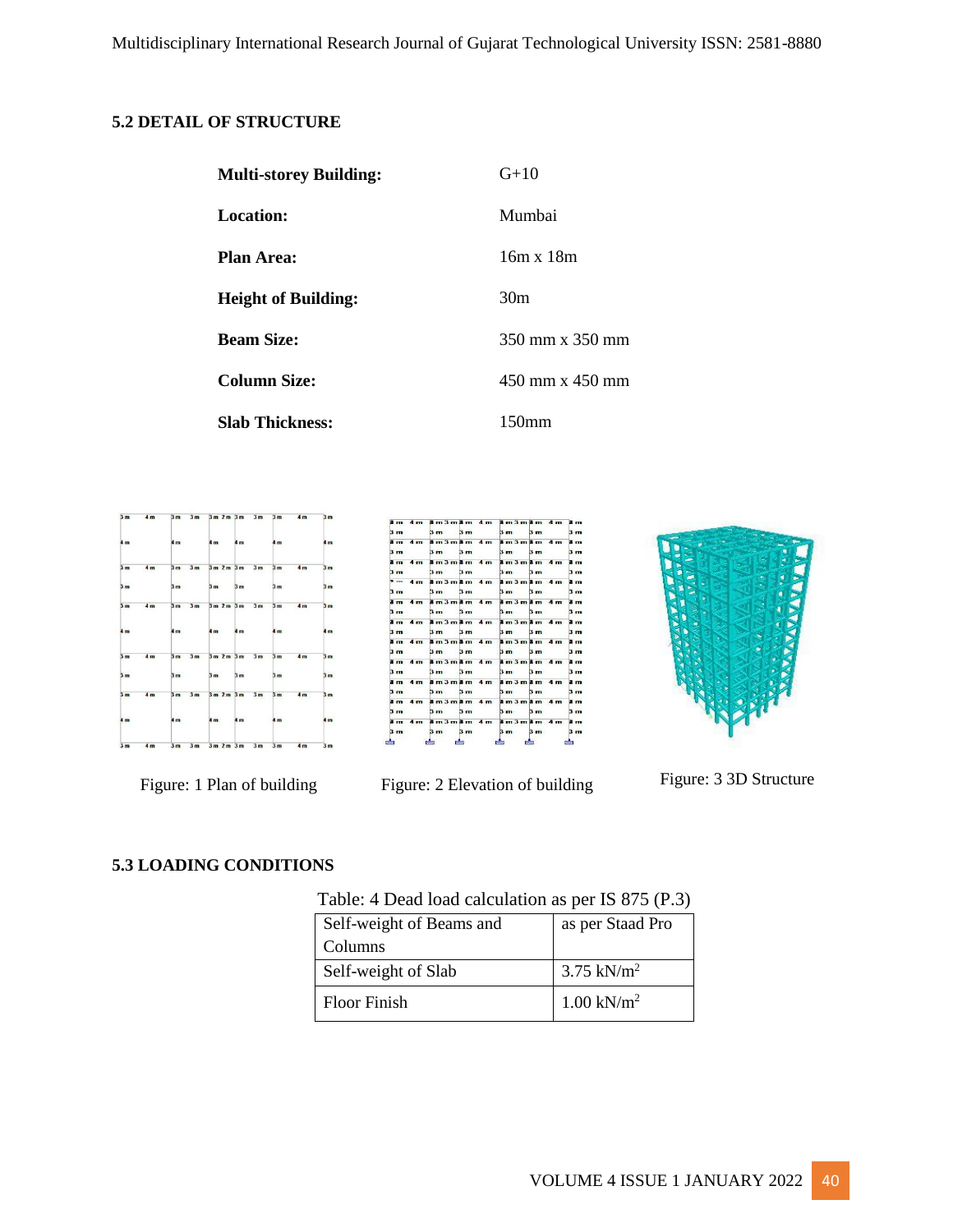### 5.2 DETAIL OF STRUCTURE

| | |
|---|---|
| **Multi-storey Building:** | G+10 |
| **Location:** | Mumbai |
| **Plan Area:** | 16m x 18m |
| **Height of Building:** | 30m |
| **Beam Size:** | 350 mm x 350 mm |
| **Column Size:** | 450 mm x 450 mm |
| **Slab Thickness:** | 150mm |

Figure: 1 Plan of building

Figure: 2 Elevation of building

Figure: 3 3D Structure

### 5.3 LOADING CONDITIONS

Table: 4 Dead load calculation as per IS 875 (P.3)

| | |
|---|---|
| Self-weight of Beams and Columns | as per Staad Pro |
| Self-weight of Slab | 3.75 kN/m$^2$ |
| Floor Finish | 1.00 kN/m$^2$ |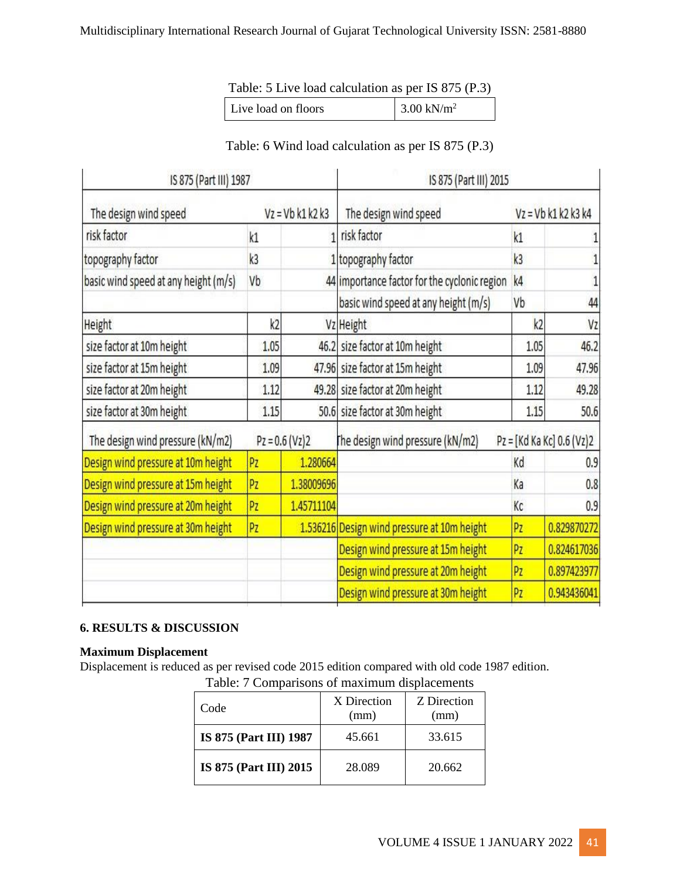Table: 5 Live load calculation as per IS 875 (P.3)

| Live load on floors | 3.00 kN/m$^2$ |
|---|---|

Table: 6 Wind load calculation as per IS 875 (P.3)

| IS 875 (Part III) 1987 | | | IS 875 (Part III) 2015 | | |
|---|---|---|---|---|---|
| The design wind speed | Vz = Vb k1 k2 k3 | | The design wind speed | Vz = Vb k1 k2 k3 k4 | |
| risk factor | k1 | 1 | risk factor | k1 | 1 |
| topography factor | k3 | 1 | topography factor | k3 | 1 |
| basic wind speed at any height (m/s) | Vb | 44 | importance factor for the cyclonic region | k4 | 1 |
| | | | basic wind speed at any height (m/s) | Vb | 44 |
| Height | k2 | Vz | Height | k2 | Vz |
| size factor at 10m height | 1.05 | 46.2 | size factor at 10m height | 1.05 | 46.2 |
| size factor at 15m height | 1.09 | 47.96 | size factor at 15m height | 1.09 | 47.96 |
| size factor at 20m height | 1.12 | 49.28 | size factor at 20m height | 1.12 | 49.28 |
| size factor at 30m height | 1.15 | 50.6 | size factor at 30m height | 1.15 | 50.6 |
| The design wind pressure (kN/m2) | Pz = 0.6 (Vz)2 | | The design wind pressure (kN/m2) | Pz = [Kd Ka Kc] 0.6 (Vz)2 | |
| Design wind pressure at 10m height | Pz | 1.280664 | | Kd | 0.9 |
| Design wind pressure at 15m height | Pz | 1.38009696 | | Ka | 0.8 |
| Design wind pressure at 20m height | Pz | 1.45711104 | | Kc | 0.9 |
| Design wind pressure at 30m height | Pz | 1.536216 | Design wind pressure at 10m height | Pz | 0.829870272 |
| | | | Design wind pressure at 15m height | Pz | 0.824617036 |
| | | | Design wind pressure at 20m height | Pz | 0.897423977 |
| | | | Design wind pressure at 30m height | Pz | 0.943436041 |

## 6. RESULTS & DISCUSSION

### Maximum Displacement

Displacement is reduced as per revised code 2015 edition compared with old code 1987 edition.

Table: 7 Comparisons of maximum displacements

| Code | X Direction (mm) | Z Direction (mm) |
|---|---|---|
| **IS 875 (Part III) 1987** | 45.661 | 33.615 |
| **IS 875 (Part III) 2015** | 28.089 | 20.662 |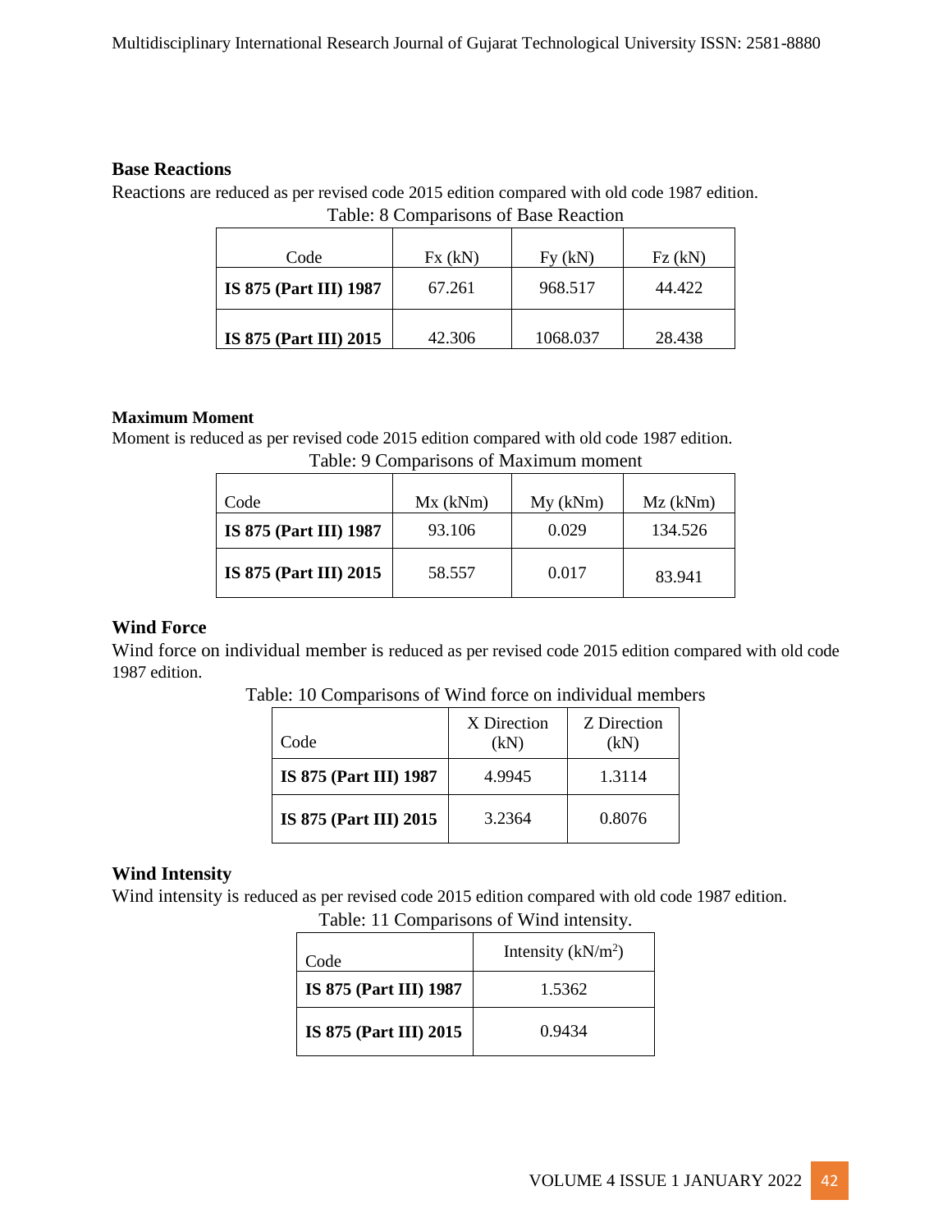### Base Reactions

Reactions are reduced as per revised code 2015 edition compared with old code 1987 edition.

Table: 8 Comparisons of Base Reaction

| Code | Fx (kN) | Fy (kN) | Fz (kN) |
|---|---|---|---|
| **IS 875 (Part III) 1987** | 67.261 | 968.517 | 44.422 |
| **IS 875 (Part III) 2015** | 42.306 | 1068.037 | 28.438 |

### Maximum Moment

Moment is reduced as per revised code 2015 edition compared with old code 1987 edition.

Table: 9 Comparisons of Maximum moment

| Code | Mx (kNm) | My (kNm) | Mz (kNm) |
|---|---|---|---|
| **IS 875 (Part III) 1987** | 93.106 | 0.029 | 134.526 |
| **IS 875 (Part III) 2015** | 58.557 | 0.017 | 83.941 |

### Wind Force

Wind force on individual member is reduced as per revised code 2015 edition compared with old code 1987 edition.

Table: 10 Comparisons of Wind force on individual members

| Code | X Direction (kN) | Z Direction (kN) |
|---|---|---|
| **IS 875 (Part III) 1987** | 4.9945 | 1.3114 |
| **IS 875 (Part III) 2015** | 3.2364 | 0.8076 |

### Wind Intensity

Wind intensity is reduced as per revised code 2015 edition compared with old code 1987 edition.

Table: 11 Comparisons of Wind intensity.

| Code | Intensity ($kN/m^2$) |
|---|---|
| **IS 875 (Part III) 1987** | 1.5362 |
| **IS 875 (Part III) 2015** | 0.9434 |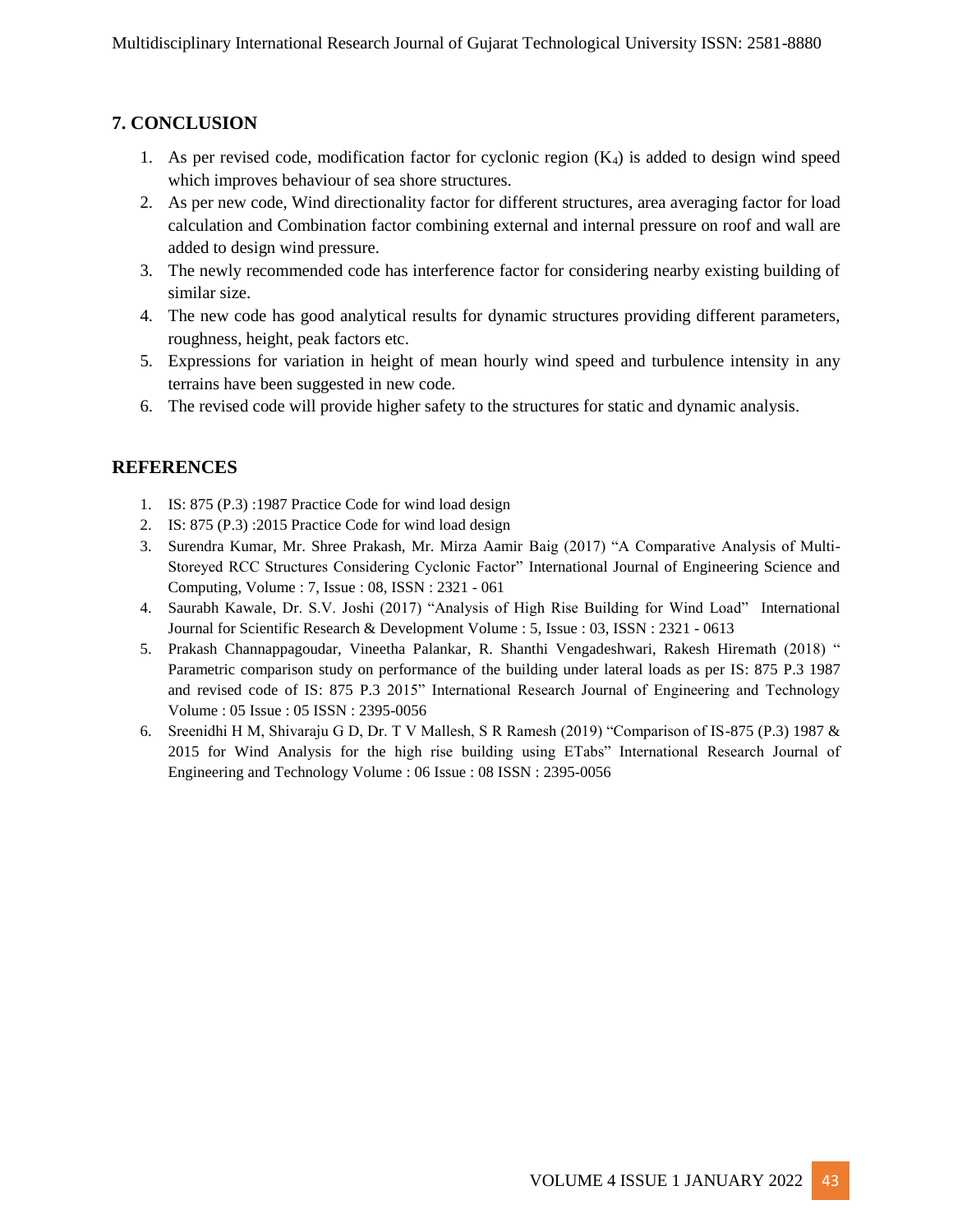## 7. CONCLUSION

1. As per revised code, modification factor for cyclonic region ($K_4$) is added to design wind speed which improves behaviour of sea shore structures.
2. As per new code, Wind directionality factor for different structures, area averaging factor for load calculation and Combination factor combining external and internal pressure on roof and wall are added to design wind pressure.
3. The newly recommended code has interference factor for considering nearby existing building of similar size.
4. The new code has good analytical results for dynamic structures providing different parameters, roughness, height, peak factors etc.
5. Expressions for variation in height of mean hourly wind speed and turbulence intensity in any terrains have been suggested in new code.
6. The revised code will provide higher safety to the structures for static and dynamic analysis.

## REFERENCES

1. IS: 875 (P.3) :1987 Practice Code for wind load design
2. IS: 875 (P.3) :2015 Practice Code for wind load design
3. Surendra Kumar, Mr. Shree Prakash, Mr. Mirza Aamir Baig (2017) "A Comparative Analysis of Multi-Storeyed RCC Structures Considering Cyclonic Factor" International Journal of Engineering Science and Computing, Volume : 7, Issue : 08, ISSN : 2321 - 061
4. Saurabh Kawale, Dr. S.V. Joshi (2017) "Analysis of High Rise Building for Wind Load" International Journal for Scientific Research & Development Volume : 5, Issue : 03, ISSN : 2321 - 0613
5. Prakash Channappagoudar, Vineetha Palankar, R. Shanthi Vengadeshwari, Rakesh Hiremath (2018) " Parametric comparison study on performance of the building under lateral loads as per IS: 875 P.3 1987 and revised code of IS: 875 P.3 2015" International Research Journal of Engineering and Technology Volume : 05 Issue : 05 ISSN : 2395-0056
6. Sreenidhi H M, Shivaraju G D, Dr. T V Mallesh, S R Ramesh (2019) "Comparison of IS-875 (P.3) 1987 & 2015 for Wind Analysis for the high rise building using ETabs" International Research Journal of Engineering and Technology Volume : 06 Issue : 08 ISSN : 2395-0056